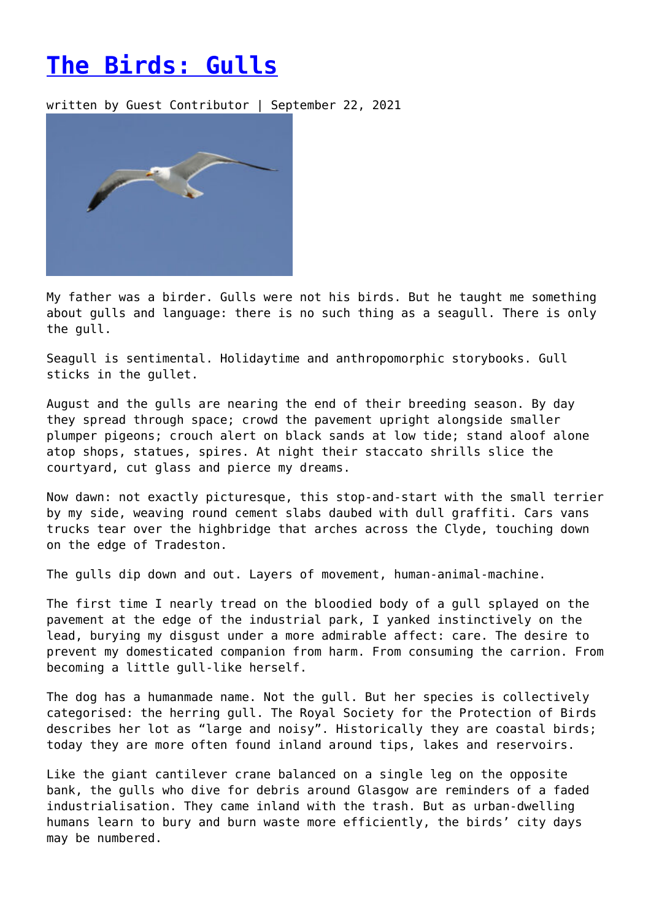# [The Birds: Gulls]()

written by Guest Contributor | September 22, 2021

My father was a birder. Gulls were not his birds. But he taught me something about gulls and language: there is no such thing as a seagull. There is only the gull.

Seagull is sentimental. Holidaytime and anthropomorphic storybooks. Gull sticks in the gullet.

August and the gulls are nearing the end of their breeding season. By day they spread through space; crowd the pavement upright alongside smaller plumper pigeons; crouch alert on black sands at low tide; stand aloof alone atop shops, statues, spires. At night their staccato shrills slice the courtyard, cut glass and pierce my dreams.

Now dawn: not exactly picturesque, this stop-and-start with the small terrier by my side, weaving round cement slabs daubed with dull graffiti. Cars vans trucks tear over the highbridge that arches across the Clyde, touching down on the edge of Tradeston.

The gulls dip down and out. Layers of movement, human-animal-machine.

The first time I nearly tread on the bloodied body of a gull splayed on the pavement at the edge of the industrial park, I yanked instinctively on the lead, burying my disgust under a more admirable affect: care. The desire to prevent my domesticated companion from harm. From consuming the carrion. From becoming a little gull-like herself.

The dog has a humanmade name. Not the gull. But her species is collectively categorised: the herring gull. The Royal Society for the Protection of Birds describes her lot as "large and noisy". Historically they are coastal birds; today they are more often found inland around tips, lakes and reservoirs.

Like the giant cantilever crane balanced on a single leg on the opposite bank, the gulls who dive for debris around Glasgow are reminders of a faded industrialisation. They came inland with the trash. But as urban-dwelling humans learn to bury and burn waste more efficiently, the birds' city days may be numbered.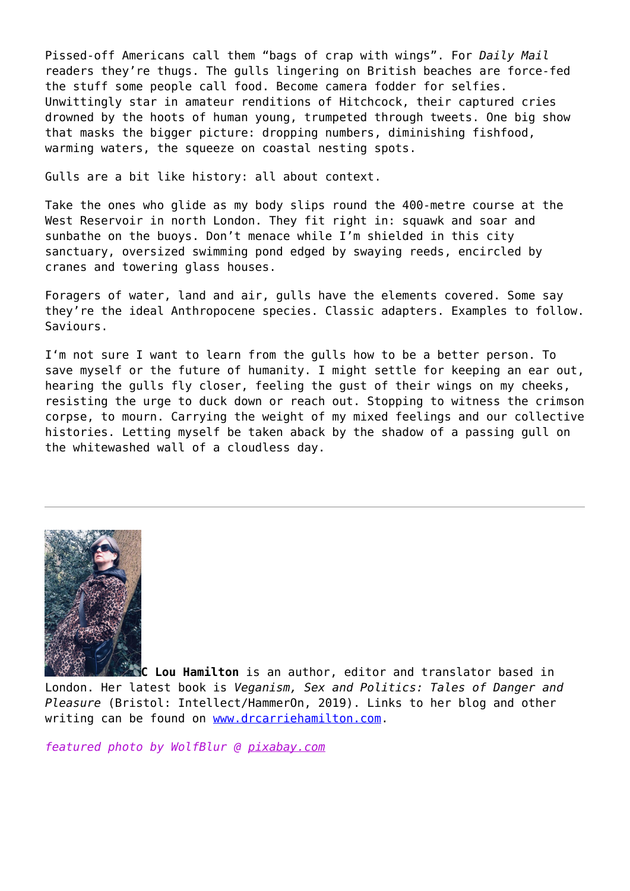Pissed-off Americans call them "bags of crap with wings". For *Daily Mail* readers they're thugs. The gulls lingering on British beaches are force-fed the stuff some people call food. Become camera fodder for selfies. Unwittingly star in amateur renditions of Hitchcock, their captured cries drowned by the hoots of human young, trumpeted through tweets. One big show that masks the bigger picture: dropping numbers, diminishing fishfood, warming waters, the squeeze on coastal nesting spots.

Gulls are a bit like history: all about context.

Take the ones who glide as my body slips round the 400-metre course at the West Reservoir in north London. They fit right in: squawk and soar and sunbathe on the buoys. Don't menace while I'm shielded in this city sanctuary, oversized swimming pond edged by swaying reeds, encircled by cranes and towering glass houses.

Foragers of water, land and air, gulls have the elements covered. Some say they're the ideal Anthropocene species. Classic adapters. Examples to follow. Saviours.

I'm not sure I want to learn from the gulls how to be a better person. To save myself or the future of humanity. I might settle for keeping an ear out, hearing the gulls fly closer, feeling the gust of their wings on my cheeks, resisting the urge to duck down or reach out. Stopping to witness the crimson corpse, to mourn. Carrying the weight of my mixed feelings and our collective histories. Letting myself be taken aback by the shadow of a passing gull on the whitewashed wall of a cloudless day.

---

**C Lou Hamilton** is an author, editor and translator based in London. Her latest book is *Veganism, Sex and Politics: Tales of Danger and Pleasure* (Bristol: Intellect/HammerOn, 2019). Links to her blog and other writing can be found on [www.drcarriehamilton.com](http://www.drcarriehamilton.com).

*featured photo by WolfBlur @ [pixabay.com](http://pixabay.com)*